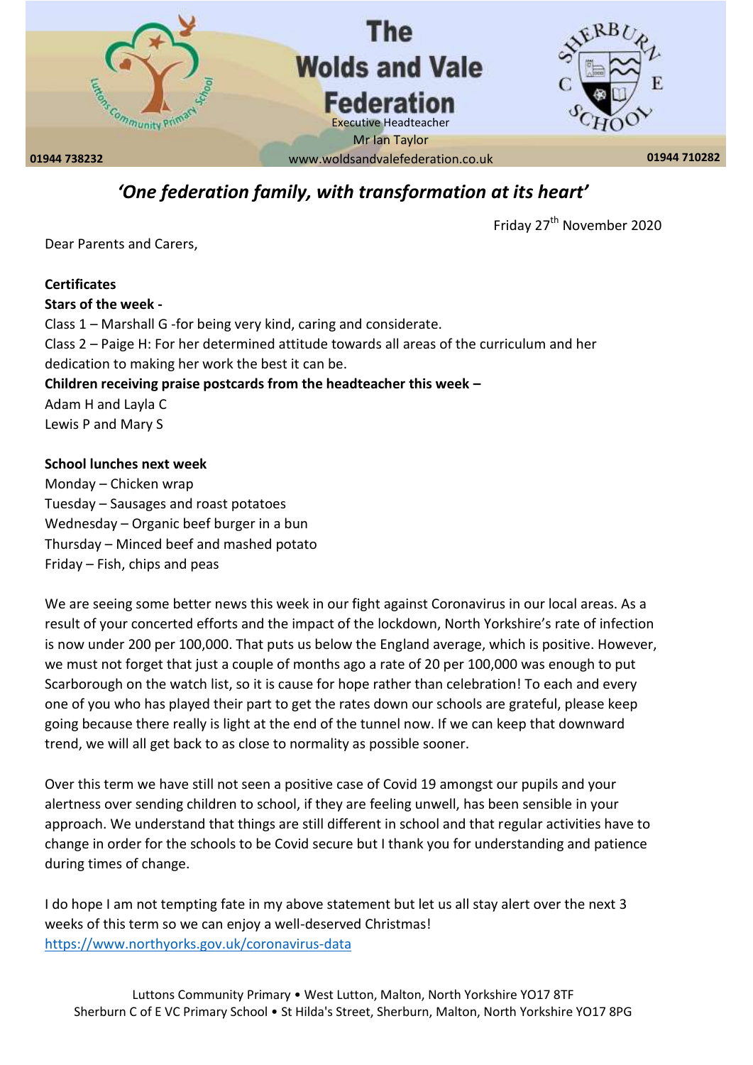# The Wolds and Vale Federation

Executive Headteacher
Mr Ian Taylor

01944 738232 | www.woldsandvalefederation.co.uk | 01944 710282

## *'One federation family, with transformation at its heart'*

Friday 27th November 2020

Dear Parents and Carers,

**Certificates**

**Stars of the week -**

Class 1 – Marshall G -for being very kind, caring and considerate.

Class 2 – Paige H: For her determined attitude towards all areas of the curriculum and her dedication to making her work the best it can be.

**Children receiving praise postcards from the headteacher this week –**

Adam H and Layla C

Lewis P and Mary S

**School lunches next week**

Monday – Chicken wrap

Tuesday – Sausages and roast potatoes

Wednesday – Organic beef burger in a bun

Thursday – Minced beef and mashed potato

Friday – Fish, chips and peas

We are seeing some better news this week in our fight against Coronavirus in our local areas. As a result of your concerted efforts and the impact of the lockdown, North Yorkshire's rate of infection is now under 200 per 100,000. That puts us below the England average, which is positive. However, we must not forget that just a couple of months ago a rate of 20 per 100,000 was enough to put Scarborough on the watch list, so it is cause for hope rather than celebration! To each and every one of you who has played their part to get the rates down our schools are grateful, please keep going because there really is light at the end of the tunnel now. If we can keep that downward trend, we will all get back to as close to normality as possible sooner.

Over this term we have still not seen a positive case of Covid 19 amongst our pupils and your alertness over sending children to school, if they are feeling unwell, has been sensible in your approach. We understand that things are still different in school and that regular activities have to change in order for the schools to be Covid secure but I thank you for understanding and patience during times of change.

I do hope I am not tempting fate in my above statement but let us all stay alert over the next 3 weeks of this term so we can enjoy a well-deserved Christmas!

https://www.northyorks.gov.uk/coronavirus-data

Luttons Community Primary • West Lutton, Malton, North Yorkshire YO17 8TF

Sherburn C of E VC Primary School • St Hilda's Street, Sherburn, Malton, North Yorkshire YO17 8PG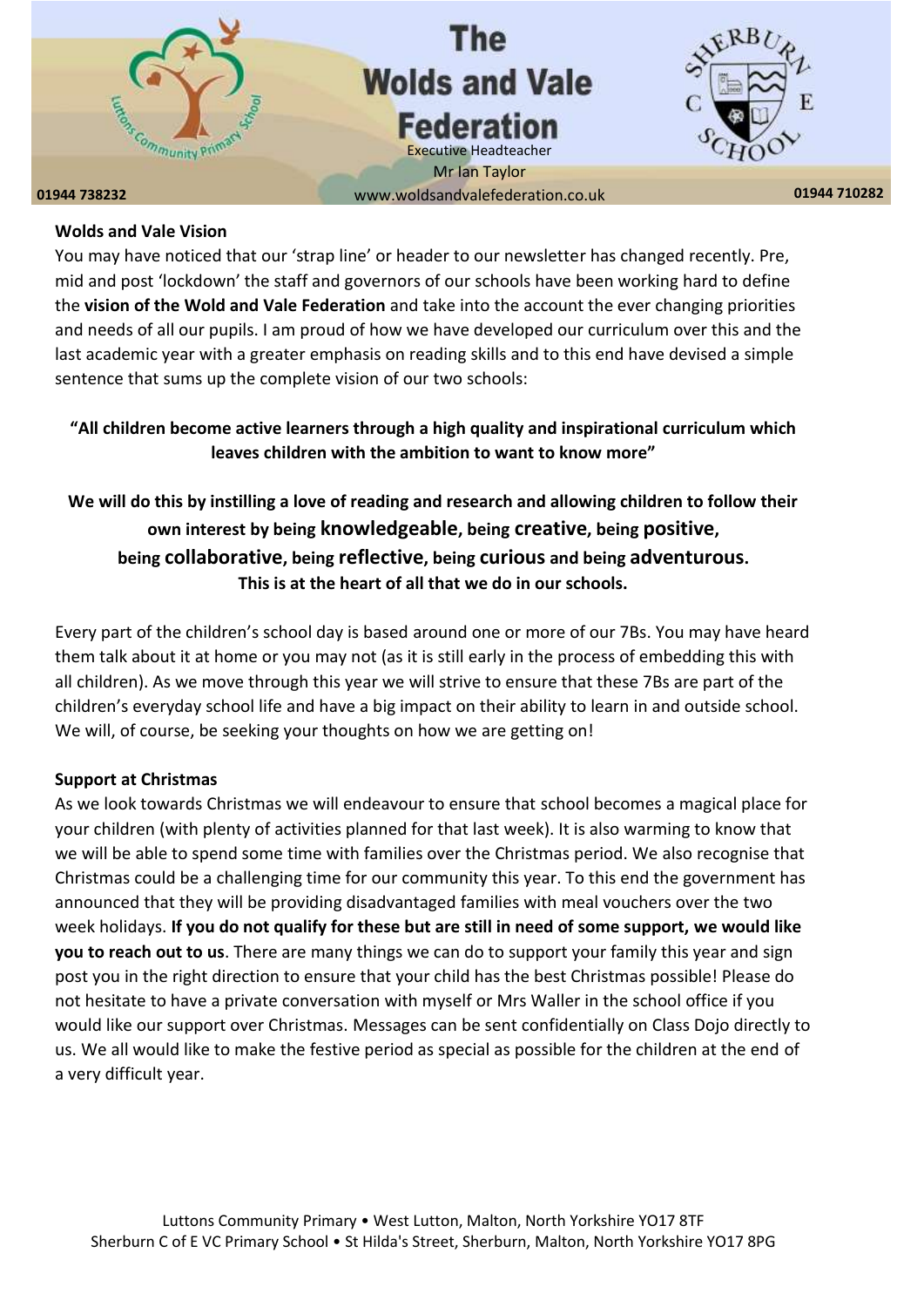## Wolds and Vale Vision

You may have noticed that our 'strap line' or header to our newsletter has changed recently. Pre, mid and post 'lockdown' the staff and governors of our schools have been working hard to define the **vision of the Wold and Vale Federation** and take into the account the ever changing priorities and needs of all our pupils. I am proud of how we have developed our curriculum over this and the last academic year with a greater emphasis on reading skills and to this end have devised a simple sentence that sums up the complete vision of our two schools:

**"All children become active learners through a high quality and inspirational curriculum which leaves children with the ambition to want to know more"**

**We will do this by instilling a love of reading and research and allowing children to follow their own interest by being knowledgeable, being creative, being positive, being collaborative, being reflective, being curious and being adventurous. This is at the heart of all that we do in our schools.**

Every part of the children's school day is based around one or more of our 7Bs. You may have heard them talk about it at home or you may not (as it is still early in the process of embedding this with all children). As we move through this year we will strive to ensure that these 7Bs are part of the children's everyday school life and have a big impact on their ability to learn in and outside school. We will, of course, be seeking your thoughts on how we are getting on!

## Support at Christmas

As we look towards Christmas we will endeavour to ensure that school becomes a magical place for your children (with plenty of activities planned for that last week). It is also warming to know that we will be able to spend some time with families over the Christmas period. We also recognise that Christmas could be a challenging time for our community this year. To this end the government has announced that they will be providing disadvantaged families with meal vouchers over the two week holidays. **If you do not qualify for these but are still in need of some support, we would like you to reach out to us**. There are many things we can do to support your family this year and sign post you in the right direction to ensure that your child has the best Christmas possible! Please do not hesitate to have a private conversation with myself or Mrs Waller in the school office if you would like our support over Christmas. Messages can be sent confidentially on Class Dojo directly to us. We all would like to make the festive period as special as possible for the children at the end of a very difficult year.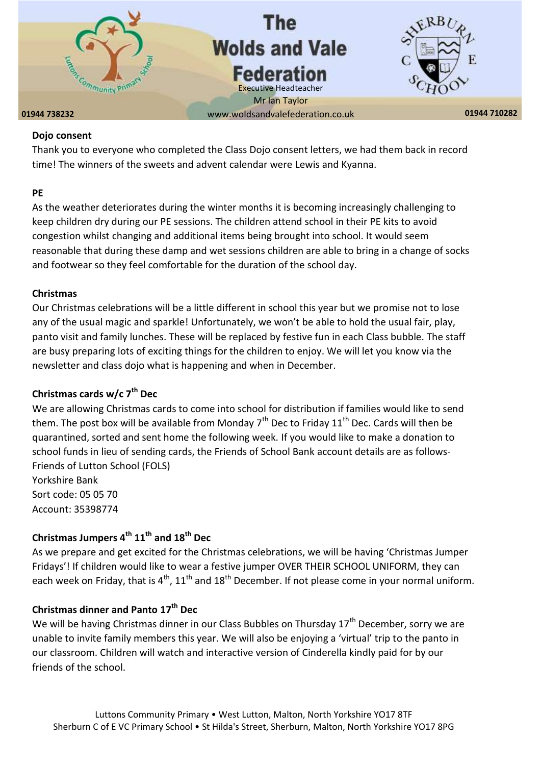**Dojo consent**

Thank you to everyone who completed the Class Dojo consent letters, we had them back in record time! The winners of the sweets and advent calendar were Lewis and Kyanna.

**PE**

As the weather deteriorates during the winter months it is becoming increasingly challenging to keep children dry during our PE sessions. The children attend school in their PE kits to avoid congestion whilst changing and additional items being brought into school. It would seem reasonable that during these damp and wet sessions children are able to bring in a change of socks and footwear so they feel comfortable for the duration of the school day.

**Christmas**

Our Christmas celebrations will be a little different in school this year but we promise not to lose any of the usual magic and sparkle! Unfortunately, we won't be able to hold the usual fair, play, panto visit and family lunches. These will be replaced by festive fun in each Class bubble. The staff are busy preparing lots of exciting things for the children to enjoy. We will let you know via the newsletter and class dojo what is happening and when in December.

**Christmas cards w/c 7th Dec**

We are allowing Christmas cards to come into school for distribution if families would like to send them. The post box will be available from Monday 7th Dec to Friday 11th Dec. Cards will then be quarantined, sorted and sent home the following week. If you would like to make a donation to school funds in lieu of sending cards, the Friends of School Bank account details are as follows-
Friends of Lutton School (FOLS)
Yorkshire Bank
Sort code: 05 05 70
Account: 35398774

**Christmas Jumpers 4th 11th and 18th Dec**

As we prepare and get excited for the Christmas celebrations, we will be having 'Christmas Jumper Fridays'! If children would like to wear a festive jumper OVER THEIR SCHOOL UNIFORM, they can each week on Friday, that is 4th, 11th and 18th December. If not please come in your normal uniform.

**Christmas dinner and Panto 17th Dec**

We will be having Christmas dinner in our Class Bubbles on Thursday 17th December, sorry we are unable to invite family members this year. We will also be enjoying a 'virtual' trip to the panto in our classroom. Children will watch and interactive version of Cinderella kindly paid for by our friends of the school.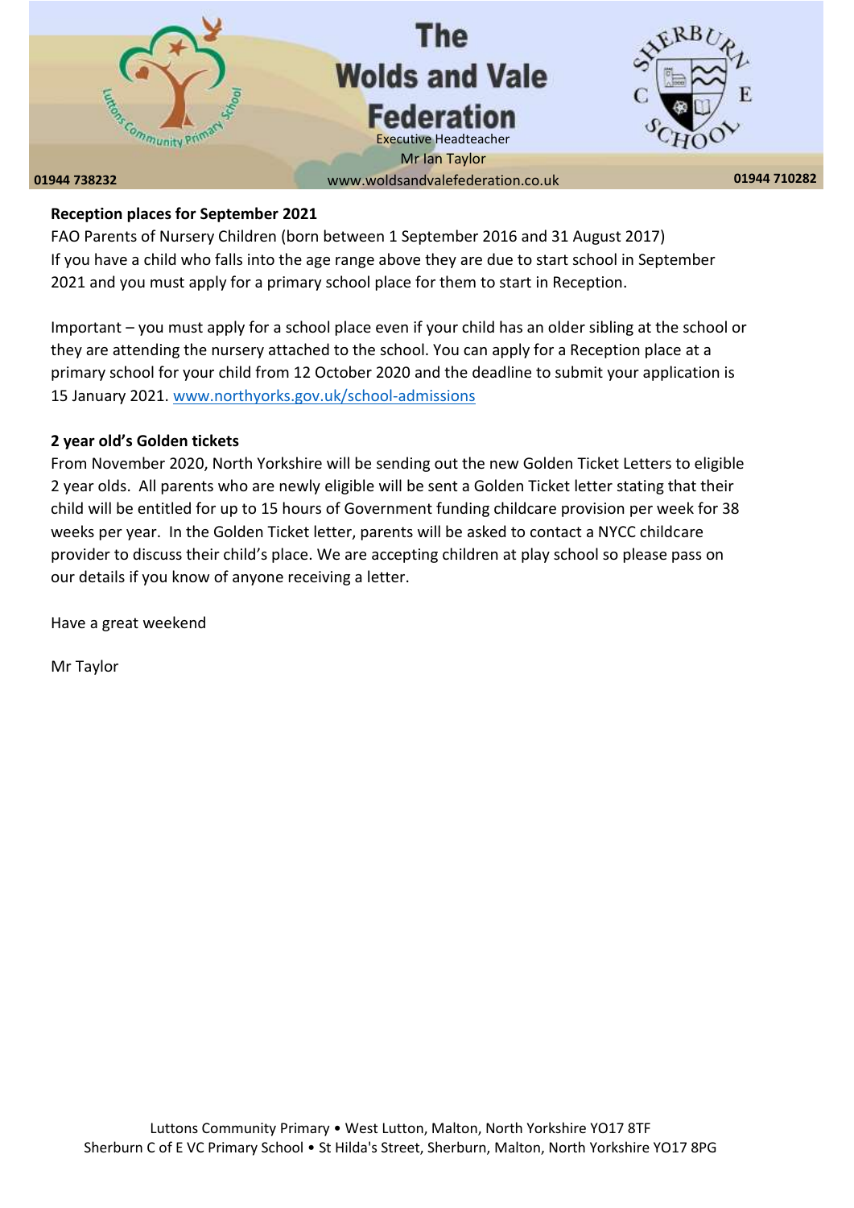**Reception places for September 2021**

FAO Parents of Nursery Children (born between 1 September 2016 and 31 August 2017)
If you have a child who falls into the age range above they are due to start school in September 2021 and you must apply for a primary school place for them to start in Reception.

Important – you must apply for a school place even if your child has an older sibling at the school or they are attending the nursery attached to the school. You can apply for a Reception place at a primary school for your child from 12 October 2020 and the deadline to submit your application is 15 January 2021. www.northyorks.gov.uk/school-admissions

**2 year old's Golden tickets**

From November 2020, North Yorkshire will be sending out the new Golden Ticket Letters to eligible 2 year olds. All parents who are newly eligible will be sent a Golden Ticket letter stating that their child will be entitled for up to 15 hours of Government funding childcare provision per week for 38 weeks per year. In the Golden Ticket letter, parents will be asked to contact a NYCC childcare provider to discuss their child's place. We are accepting children at play school so please pass on our details if you know of anyone receiving a letter.

Have a great weekend

Mr Taylor